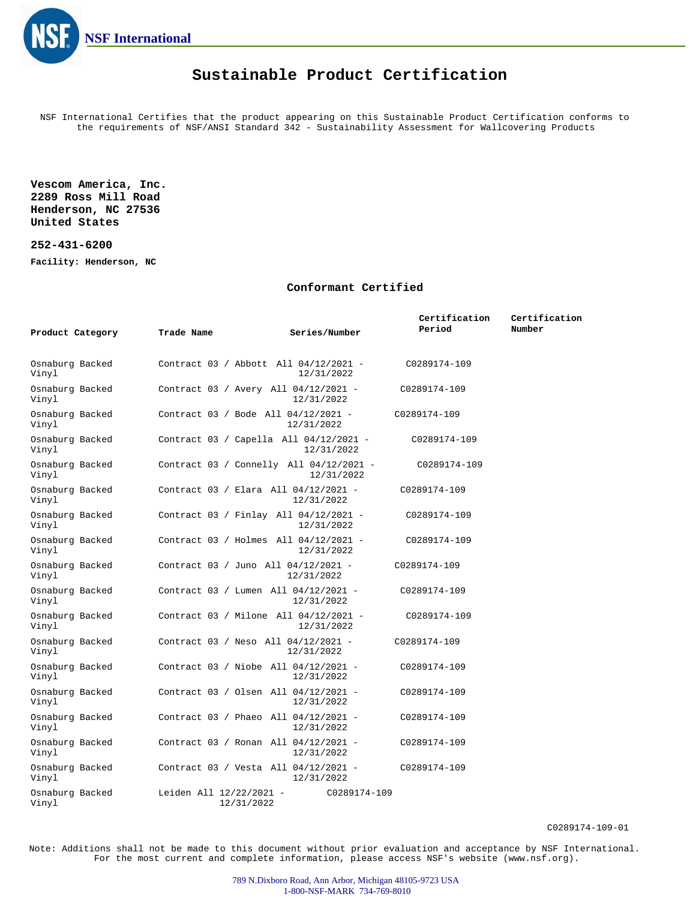NSF International

# Sustainable Product Certification

NSF International Certifies that the product appearing on this Sustainable Product Certification conforms to the requirements of NSF/ANSI Standard 342 - Sustainability Assessment for Wallcovering Products

**Vescom America, Inc.**
**2289 Ross Mill Road**
**Henderson, NC 27536**
**United States**

**252-431-6200**

**Facility: Henderson, NC**

## Conformant Certified

| Product Category | Trade Name | Series/Number | Certification Period | Certification Number |
|---|---|---|---|---|
| Osnaburg Backed Vinyl | Contract 03 / Abbott | All | 04/12/2021 - 12/31/2022 | C0289174-109 |
| Osnaburg Backed Vinyl | Contract 03 / Avery | All | 04/12/2021 - 12/31/2022 | C0289174-109 |
| Osnaburg Backed Vinyl | Contract 03 / Bode | All | 04/12/2021 - 12/31/2022 | C0289174-109 |
| Osnaburg Backed Vinyl | Contract 03 / Capella | All | 04/12/2021 - 12/31/2022 | C0289174-109 |
| Osnaburg Backed Vinyl | Contract 03 / Connelly | All | 04/12/2021 - 12/31/2022 | C0289174-109 |
| Osnaburg Backed Vinyl | Contract 03 / Elara | All | 04/12/2021 - 12/31/2022 | C0289174-109 |
| Osnaburg Backed Vinyl | Contract 03 / Finlay | All | 04/12/2021 - 12/31/2022 | C0289174-109 |
| Osnaburg Backed Vinyl | Contract 03 / Holmes | All | 04/12/2021 - 12/31/2022 | C0289174-109 |
| Osnaburg Backed Vinyl | Contract 03 / Juno | All | 04/12/2021 - 12/31/2022 | C0289174-109 |
| Osnaburg Backed Vinyl | Contract 03 / Lumen | All | 04/12/2021 - 12/31/2022 | C0289174-109 |
| Osnaburg Backed Vinyl | Contract 03 / Milone | All | 04/12/2021 - 12/31/2022 | C0289174-109 |
| Osnaburg Backed Vinyl | Contract 03 / Neso | All | 04/12/2021 - 12/31/2022 | C0289174-109 |
| Osnaburg Backed Vinyl | Contract 03 / Niobe | All | 04/12/2021 - 12/31/2022 | C0289174-109 |
| Osnaburg Backed Vinyl | Contract 03 / Olsen | All | 04/12/2021 - 12/31/2022 | C0289174-109 |
| Osnaburg Backed Vinyl | Contract 03 / Phaeo | All | 04/12/2021 - 12/31/2022 | C0289174-109 |
| Osnaburg Backed Vinyl | Contract 03 / Ronan | All | 04/12/2021 - 12/31/2022 | C0289174-109 |
| Osnaburg Backed Vinyl | Contract 03 / Vesta | All | 04/12/2021 - 12/31/2022 | C0289174-109 |
| Osnaburg Backed Vinyl | Leiden | All | 12/22/2021 - 12/31/2022 | C0289174-109 |

C0289174-109-01

Note: Additions shall not be made to this document without prior evaluation and acceptance by NSF International. For the most current and complete information, please access NSF's website (www.nsf.org).

789 N.Dixboro Road, Ann Arbor, Michigan 48105-9723 USA
1-800-NSF-MARK 734-769-8010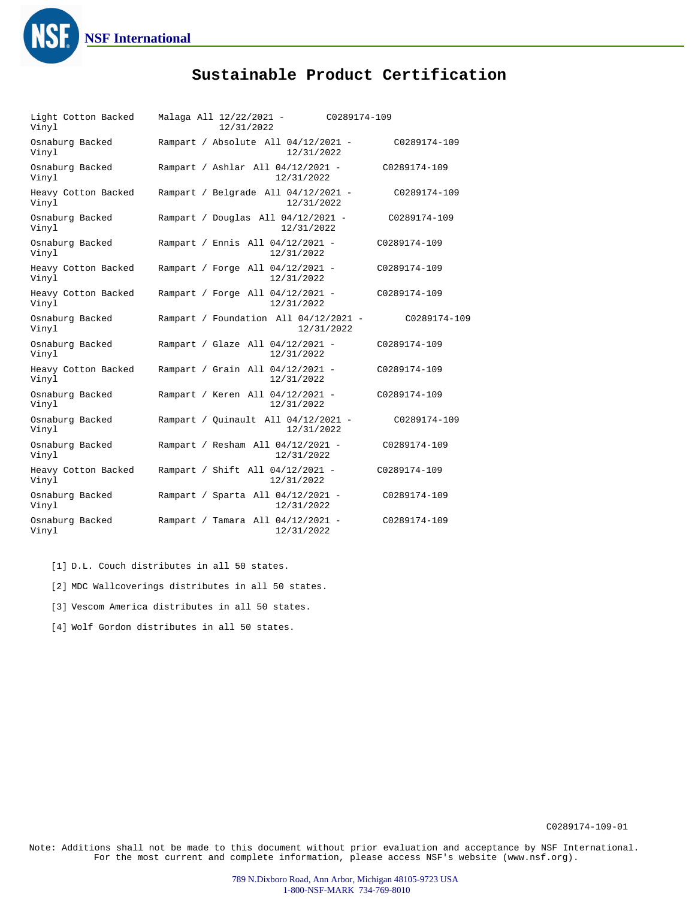# Sustainable Product Certification

| | | | | |
|---|---|---|---|---|
| Light Cotton Backed Vinyl | Malaga | All | 12/22/2021 - 12/31/2022 | C0289174-109 |
| Osnaburg Backed Vinyl | Rampart / Absolute | All | 04/12/2021 - 12/31/2022 | C0289174-109 |
| Osnaburg Backed Vinyl | Rampart / Ashlar | All | 04/12/2021 - 12/31/2022 | C0289174-109 |
| Heavy Cotton Backed Vinyl | Rampart / Belgrade | All | 04/12/2021 - 12/31/2022 | C0289174-109 |
| Osnaburg Backed Vinyl | Rampart / Douglas | All | 04/12/2021 - 12/31/2022 | C0289174-109 |
| Osnaburg Backed Vinyl | Rampart / Ennis | All | 04/12/2021 - 12/31/2022 | C0289174-109 |
| Heavy Cotton Backed Vinyl | Rampart / Forge | All | 04/12/2021 - 12/31/2022 | C0289174-109 |
| Heavy Cotton Backed Vinyl | Rampart / Forge | All | 04/12/2021 - 12/31/2022 | C0289174-109 |
| Osnaburg Backed Vinyl | Rampart / Foundation | All | 04/12/2021 - 12/31/2022 | C0289174-109 |
| Osnaburg Backed Vinyl | Rampart / Glaze | All | 04/12/2021 - 12/31/2022 | C0289174-109 |
| Heavy Cotton Backed Vinyl | Rampart / Grain | All | 04/12/2021 - 12/31/2022 | C0289174-109 |
| Osnaburg Backed Vinyl | Rampart / Keren | All | 04/12/2021 - 12/31/2022 | C0289174-109 |
| Osnaburg Backed Vinyl | Rampart / Quinault | All | 04/12/2021 - 12/31/2022 | C0289174-109 |
| Osnaburg Backed Vinyl | Rampart / Resham | All | 04/12/2021 - 12/31/2022 | C0289174-109 |
| Heavy Cotton Backed Vinyl | Rampart / Shift | All | 04/12/2021 - 12/31/2022 | C0289174-109 |
| Osnaburg Backed Vinyl | Rampart / Sparta | All | 04/12/2021 - 12/31/2022 | C0289174-109 |
| Osnaburg Backed Vinyl | Rampart / Tamara | All | 04/12/2021 - 12/31/2022 | C0289174-109 |

[1] D.L. Couch distributes in all 50 states.

[2] MDC Wallcoverings distributes in all 50 states.

[3] Vescom America distributes in all 50 states.

[4] Wolf Gordon distributes in all 50 states.

C0289174-109-01

Note: Additions shall not be made to this document without prior evaluation and acceptance by NSF International. For the most current and complete information, please access NSF's website (www.nsf.org).